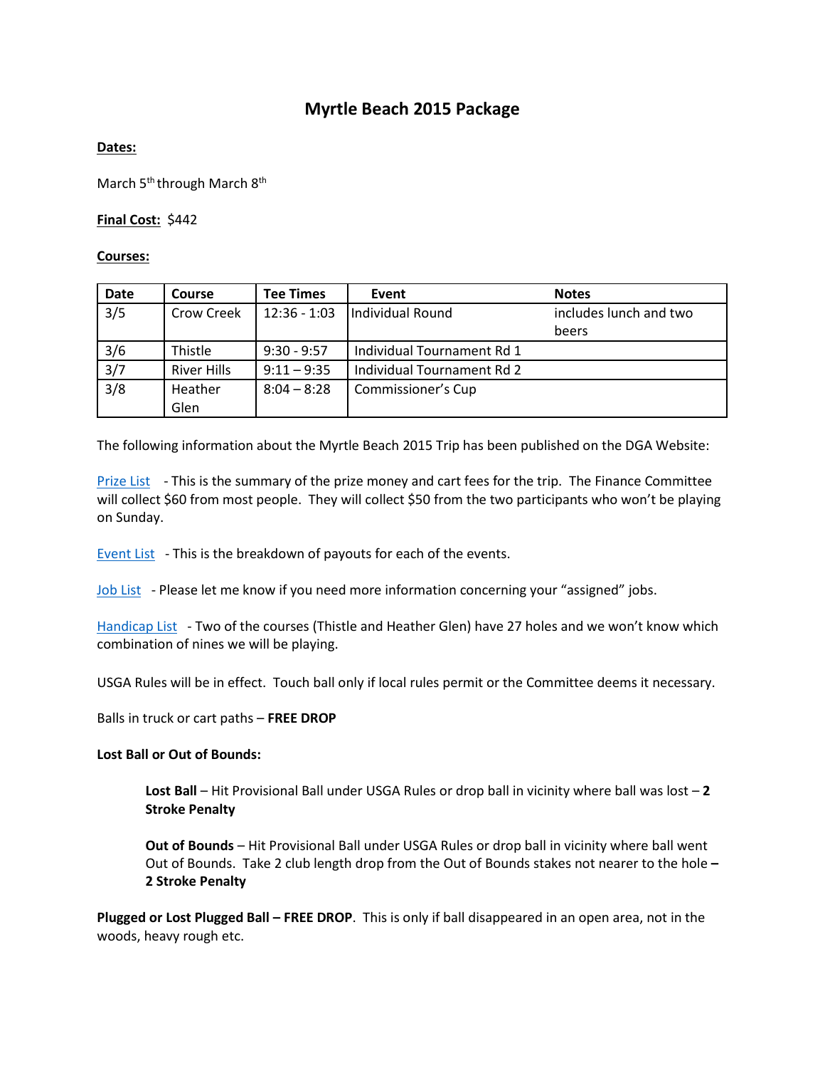# Myrtle Beach 2015 Package

**Dates:**

March 5th through March 8th

**Final Cost:** $442

**Courses:**

| Date | Course | Tee Times | Event | Notes |
|---|---|---|---|---|
| 3/5 | Crow Creek | 12:36 - 1:03 | Individual Round | includes lunch and two beers |
| 3/6 | Thistle | 9:30 - 9:57 | Individual Tournament Rd 1 | |
| 3/7 | River Hills | 9:11 – 9:35 | Individual Tournament Rd 2 | |
| 3/8 | Heather Glen | 8:04 – 8:28 | Commissioner's Cup | |

The following information about the Myrtle Beach 2015 Trip has been published on the DGA Website:

Prize List - This is the summary of the prize money and cart fees for the trip. The Finance Committee will collect $60 from most people. They will collect $50 from the two participants who won't be playing on Sunday.

Event List - This is the breakdown of payouts for each of the events.

Job List - Please let me know if you need more information concerning your "assigned" jobs.

Handicap List - Two of the courses (Thistle and Heather Glen) have 27 holes and we won't know which combination of nines we will be playing.

USGA Rules will be in effect. Touch ball only if local rules permit or the Committee deems it necessary.

Balls in truck or cart paths – **FREE DROP**

**Lost Ball or Out of Bounds:**

> **Lost Ball** – Hit Provisional Ball under USGA Rules or drop ball in vicinity where ball was lost – **2 Stroke Penalty**
>
> **Out of Bounds** – Hit Provisional Ball under USGA Rules or drop ball in vicinity where ball went Out of Bounds. Take 2 club length drop from the Out of Bounds stakes not nearer to the hole – **2 Stroke Penalty**

**Plugged or Lost Plugged Ball – FREE DROP**. This is only if ball disappeared in an open area, not in the woods, heavy rough etc.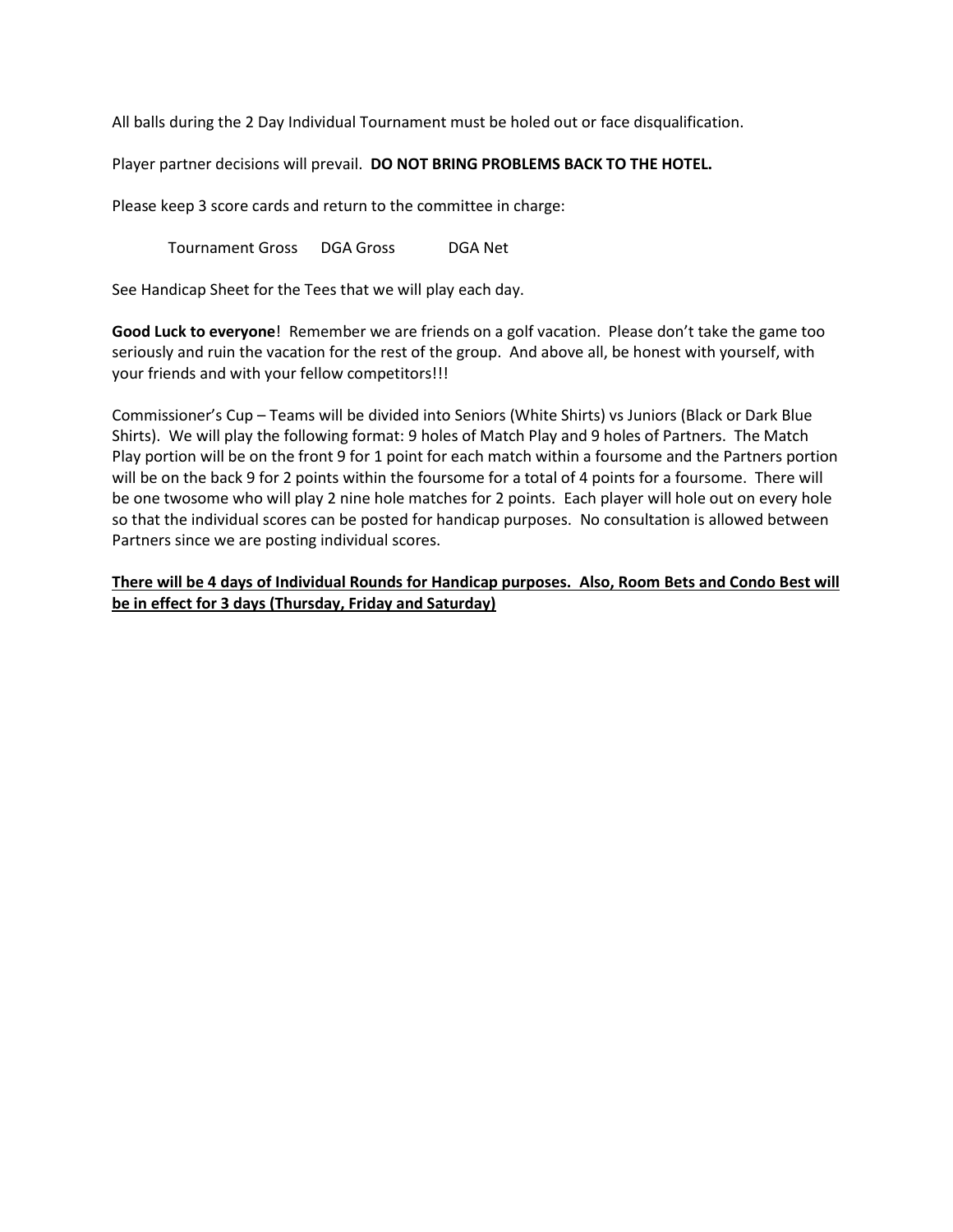All balls during the 2 Day Individual Tournament must be holed out or face disqualification.

Player partner decisions will prevail. **DO NOT BRING PROBLEMS BACK TO THE HOTEL.**

Please keep 3 score cards and return to the committee in charge:

Tournament Gross     DGA Gross     DGA Net

See Handicap Sheet for the Tees that we will play each day.

**Good Luck to everyone**! Remember we are friends on a golf vacation. Please don't take the game too seriously and ruin the vacation for the rest of the group. And above all, be honest with yourself, with your friends and with your fellow competitors!!!

Commissioner's Cup – Teams will be divided into Seniors (White Shirts) vs Juniors (Black or Dark Blue Shirts). We will play the following format: 9 holes of Match Play and 9 holes of Partners. The Match Play portion will be on the front 9 for 1 point for each match within a foursome and the Partners portion will be on the back 9 for 2 points within the foursome for a total of 4 points for a foursome. There will be one twosome who will play 2 nine hole matches for 2 points. Each player will hole out on every hole so that the individual scores can be posted for handicap purposes. No consultation is allowed between Partners since we are posting individual scores.

**<u>There will be 4 days of Individual Rounds for Handicap purposes. Also, Room Bets and Condo Best will be in effect for 3 days (Thursday, Friday and Saturday)</u>**